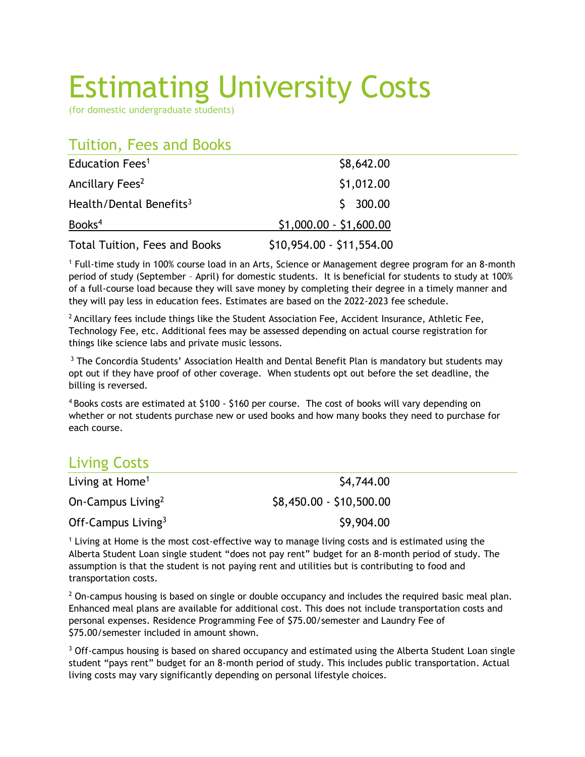# Estimating University Costs

(for domestic undergraduate students)

## Tuition, Fees and Books

| Item | Cost |
|---|---|
| Education Fees[1] | $8,642.00 |
| Ancillary Fees[2] | $1,012.00 |
| Health/Dental Benefits[3] | $ 300.00 |
| Books[4] | $1,000.00 - $1,600.00 |
| Total Tuition, Fees and Books | $10,954.00 - $11,554.00 |

[1] Full-time study in 100% course load in an Arts, Science or Management degree program for an 8-month period of study (September – April) for domestic students. It is beneficial for students to study at 100% of a full-course load because they will save money by completing their degree in a timely manner and they will pay less in education fees. Estimates are based on the 2022-2023 fee schedule.

[2] Ancillary fees include things like the Student Association Fee, Accident Insurance, Athletic Fee, Technology Fee, etc. Additional fees may be assessed depending on actual course registration for things like science labs and private music lessons.

[3] The Concordia Students' Association Health and Dental Benefit Plan is mandatory but students may opt out if they have proof of other coverage. When students opt out before the set deadline, the billing is reversed.

[4] Books costs are estimated at $100 - $160 per course. The cost of books will vary depending on whether or not students purchase new or used books and how many books they need to purchase for each course.

## Living Costs

| Item | Cost |
|---|---|
| Living at Home[1] | $4,744.00 |
| On-Campus Living[2] | $8,450.00 - $10,500.00 |
| Off-Campus Living[3] | $9,904.00 |

[1] Living at Home is the most cost-effective way to manage living costs and is estimated using the Alberta Student Loan single student "does not pay rent" budget for an 8-month period of study. The assumption is that the student is not paying rent and utilities but is contributing to food and transportation costs.

[2] On-campus housing is based on single or double occupancy and includes the required basic meal plan. Enhanced meal plans are available for additional cost. This does not include transportation costs and personal expenses. Residence Programming Fee of $75.00/semester and Laundry Fee of $75.00/semester included in amount shown.

[3] Off-campus housing is based on shared occupancy and estimated using the Alberta Student Loan single student "pays rent" budget for an 8-month period of study. This includes public transportation. Actual living costs may vary significantly depending on personal lifestyle choices.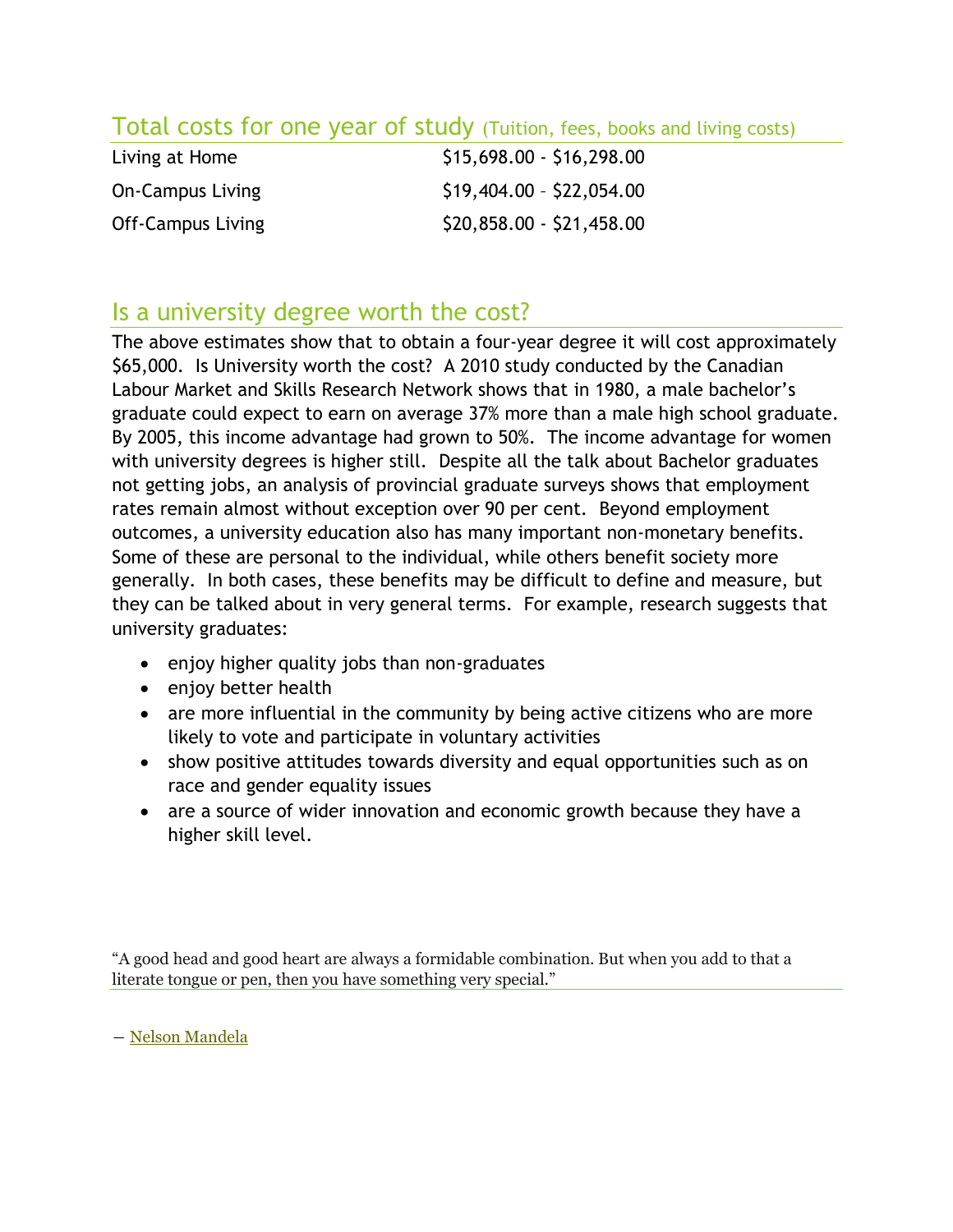## Total costs for one year of study (Tuition, fees, books and living costs)

| | |
|---|---|
| Living at Home | $15,698.00 - $16,298.00 |
| On-Campus Living | $19,404.00 – $22,054.00 |
| Off-Campus Living | $20,858.00 - $21,458.00 |

## Is a university degree worth the cost?

The above estimates show that to obtain a four-year degree it will cost approximately $65,000. Is University worth the cost? A 2010 study conducted by the Canadian Labour Market and Skills Research Network shows that in 1980, a male bachelor's graduate could expect to earn on average 37% more than a male high school graduate. By 2005, this income advantage had grown to 50%. The income advantage for women with university degrees is higher still. Despite all the talk about Bachelor graduates not getting jobs, an analysis of provincial graduate surveys shows that employment rates remain almost without exception over 90 per cent. Beyond employment outcomes, a university education also has many important non-monetary benefits. Some of these are personal to the individual, while others benefit society more generally. In both cases, these benefits may be difficult to define and measure, but they can be talked about in very general terms. For example, research suggests that university graduates:

- enjoy higher quality jobs than non-graduates
- enjoy better health
- are more influential in the community by being active citizens who are more likely to vote and participate in voluntary activities
- show positive attitudes towards diversity and equal opportunities such as on race and gender equality issues
- are a source of wider innovation and economic growth because they have a higher skill level.

"A good head and good heart are always a formidable combination. But when you add to that a literate tongue or pen, then you have something very special."

— Nelson Mandela